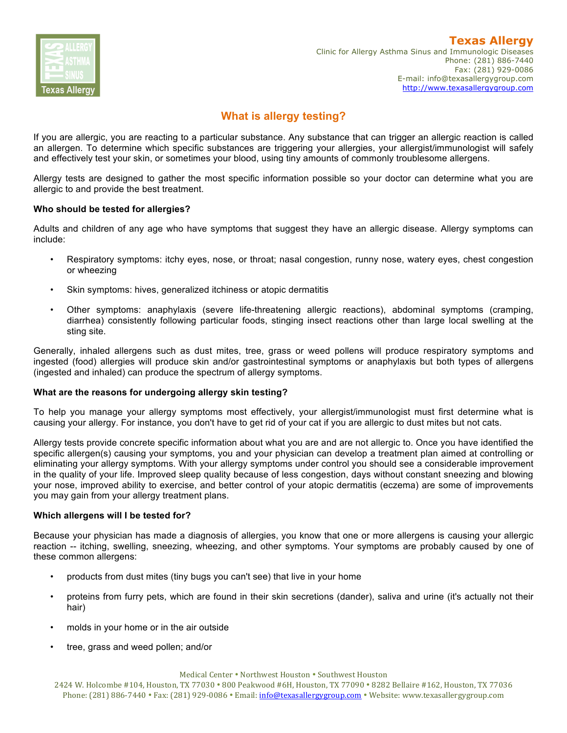**Texas Allergy**
Clinic for Allergy Asthma Sinus and Immunologic Diseases
Phone: (281) 886-7440
Fax: (281) 929-0086
E-mail: info@texasallergygroup.com
http://www.texasallergygroup.com

# What is allergy testing?

If you are allergic, you are reacting to a particular substance. Any substance that can trigger an allergic reaction is called an allergen. To determine which specific substances are triggering your allergies, your allergist/immunologist will safely and effectively test your skin, or sometimes your blood, using tiny amounts of commonly troublesome allergens.

Allergy tests are designed to gather the most specific information possible so your doctor can determine what you are allergic to and provide the best treatment.

**Who should be tested for allergies?**

Adults and children of any age who have symptoms that suggest they have an allergic disease. Allergy symptoms can include:

- Respiratory symptoms: itchy eyes, nose, or throat; nasal congestion, runny nose, watery eyes, chest congestion or wheezing
- Skin symptoms: hives, generalized itchiness or atopic dermatitis
- Other symptoms: anaphylaxis (severe life-threatening allergic reactions), abdominal symptoms (cramping, diarrhea) consistently following particular foods, stinging insect reactions other than large local swelling at the sting site.

Generally, inhaled allergens such as dust mites, tree, grass or weed pollens will produce respiratory symptoms and ingested (food) allergies will produce skin and/or gastrointestinal symptoms or anaphylaxis but both types of allergens (ingested and inhaled) can produce the spectrum of allergy symptoms.

**What are the reasons for undergoing allergy skin testing?**

To help you manage your allergy symptoms most effectively, your allergist/immunologist must first determine what is causing your allergy. For instance, you don't have to get rid of your cat if you are allergic to dust mites but not cats.

Allergy tests provide concrete specific information about what you are and are not allergic to. Once you have identified the specific allergen(s) causing your symptoms, you and your physician can develop a treatment plan aimed at controlling or eliminating your allergy symptoms. With your allergy symptoms under control you should see a considerable improvement in the quality of your life. Improved sleep quality because of less congestion, days without constant sneezing and blowing your nose, improved ability to exercise, and better control of your atopic dermatitis (eczema) are some of improvements you may gain from your allergy treatment plans.

**Which allergens will I be tested for?**

Because your physician has made a diagnosis of allergies, you know that one or more allergens is causing your allergic reaction -- itching, swelling, sneezing, wheezing, and other symptoms. Your symptoms are probably caused by one of these common allergens:

- products from dust mites (tiny bugs you can't see) that live in your home
- proteins from furry pets, which are found in their skin secretions (dander), saliva and urine (it's actually not their hair)
- molds in your home or in the air outside
- tree, grass and weed pollen; and/or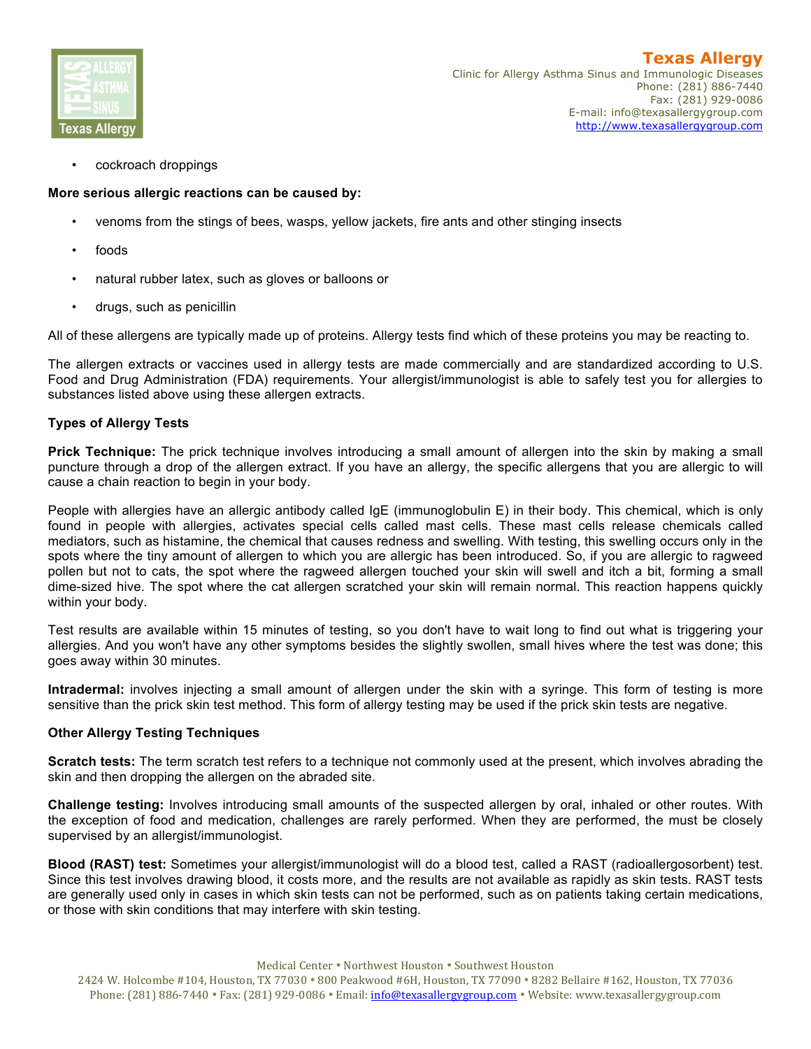- cockroach droppings

**More serious allergic reactions can be caused by:**

- venoms from the stings of bees, wasps, yellow jackets, fire ants and other stinging insects
- foods
- natural rubber latex, such as gloves or balloons or
- drugs, such as penicillin

All of these allergens are typically made up of proteins. Allergy tests find which of these proteins you may be reacting to.

The allergen extracts or vaccines used in allergy tests are made commercially and are standardized according to U.S. Food and Drug Administration (FDA) requirements. Your allergist/immunologist is able to safely test you for allergies to substances listed above using these allergen extracts.

**Types of Allergy Tests**

**Prick Technique:** The prick technique involves introducing a small amount of allergen into the skin by making a small puncture through a drop of the allergen extract. If you have an allergy, the specific allergens that you are allergic to will cause a chain reaction to begin in your body.

People with allergies have an allergic antibody called IgE (immunoglobulin E) in their body. This chemical, which is only found in people with allergies, activates special cells called mast cells. These mast cells release chemicals called mediators, such as histamine, the chemical that causes redness and swelling. With testing, this swelling occurs only in the spots where the tiny amount of allergen to which you are allergic has been introduced. So, if you are allergic to ragweed pollen but not to cats, the spot where the ragweed allergen touched your skin will swell and itch a bit, forming a small dime-sized hive. The spot where the cat allergen scratched your skin will remain normal. This reaction happens quickly within your body.

Test results are available within 15 minutes of testing, so you don't have to wait long to find out what is triggering your allergies. And you won't have any other symptoms besides the slightly swollen, small hives where the test was done; this goes away within 30 minutes.

**Intradermal:** involves injecting a small amount of allergen under the skin with a syringe. This form of testing is more sensitive than the prick skin test method. This form of allergy testing may be used if the prick skin tests are negative.

**Other Allergy Testing Techniques**

**Scratch tests:** The term scratch test refers to a technique not commonly used at the present, which involves abrading the skin and then dropping the allergen on the abraded site.

**Challenge testing:** Involves introducing small amounts of the suspected allergen by oral, inhaled or other routes. With the exception of food and medication, challenges are rarely performed. When they are performed, the must be closely supervised by an allergist/immunologist.

**Blood (RAST) test:** Sometimes your allergist/immunologist will do a blood test, called a RAST (radioallergosorbent) test. Since this test involves drawing blood, it costs more, and the results are not available as rapidly as skin tests. RAST tests are generally used only in cases in which skin tests can not be performed, such as on patients taking certain medications, or those with skin conditions that may interfere with skin testing.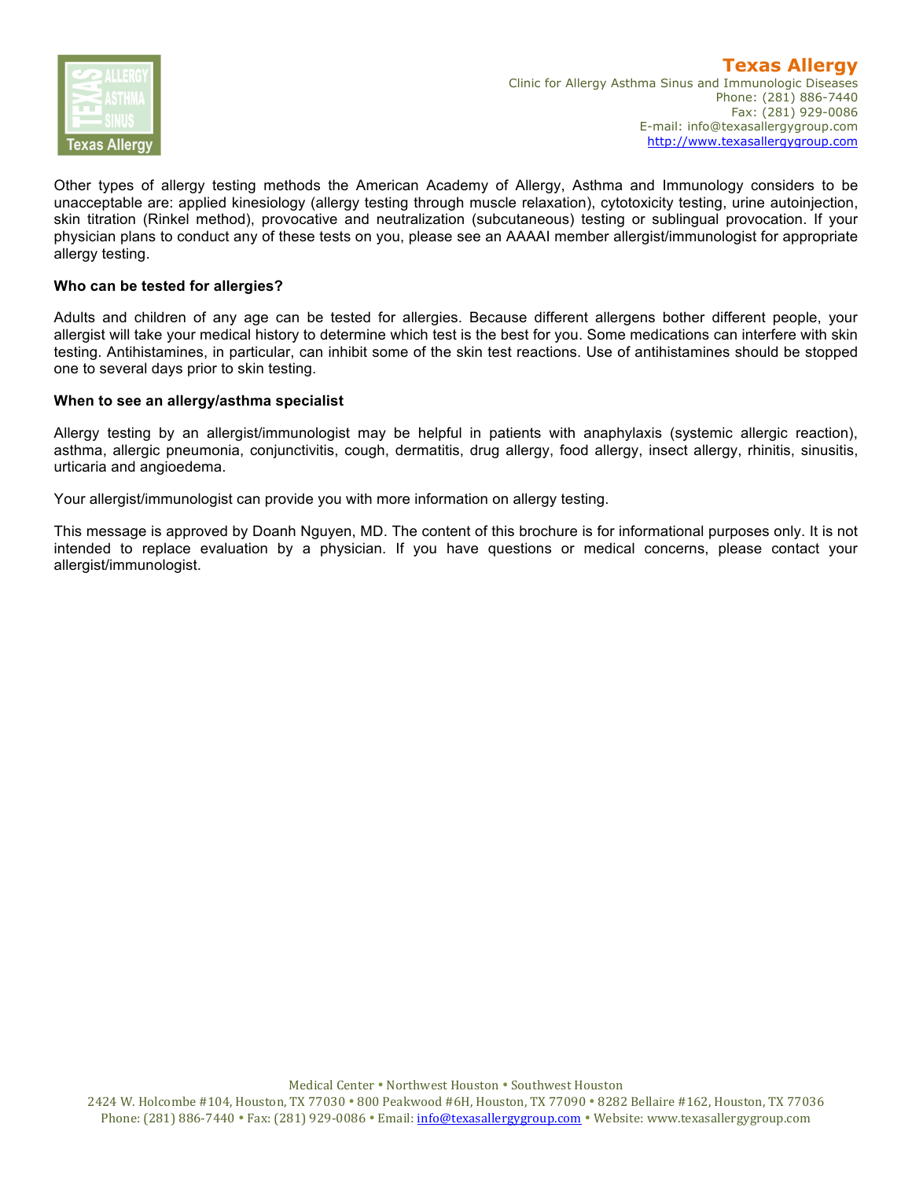Other types of allergy testing methods the American Academy of Allergy, Asthma and Immunology considers to be unacceptable are: applied kinesiology (allergy testing through muscle relaxation), cytotoxicity testing, urine autoinjection, skin titration (Rinkel method), provocative and neutralization (subcutaneous) testing or sublingual provocation. If your physician plans to conduct any of these tests on you, please see an AAAAI member allergist/immunologist for appropriate allergy testing.

**Who can be tested for allergies?**

Adults and children of any age can be tested for allergies. Because different allergens bother different people, your allergist will take your medical history to determine which test is the best for you. Some medications can interfere with skin testing. Antihistamines, in particular, can inhibit some of the skin test reactions. Use of antihistamines should be stopped one to several days prior to skin testing.

**When to see an allergy/asthma specialist**

Allergy testing by an allergist/immunologist may be helpful in patients with anaphylaxis (systemic allergic reaction), asthma, allergic pneumonia, conjunctivitis, cough, dermatitis, drug allergy, food allergy, insect allergy, rhinitis, sinusitis, urticaria and angioedema.

Your allergist/immunologist can provide you with more information on allergy testing.

This message is approved by Doanh Nguyen, MD. The content of this brochure is for informational purposes only. It is not intended to replace evaluation by a physician. If you have questions or medical concerns, please contact your allergist/immunologist.